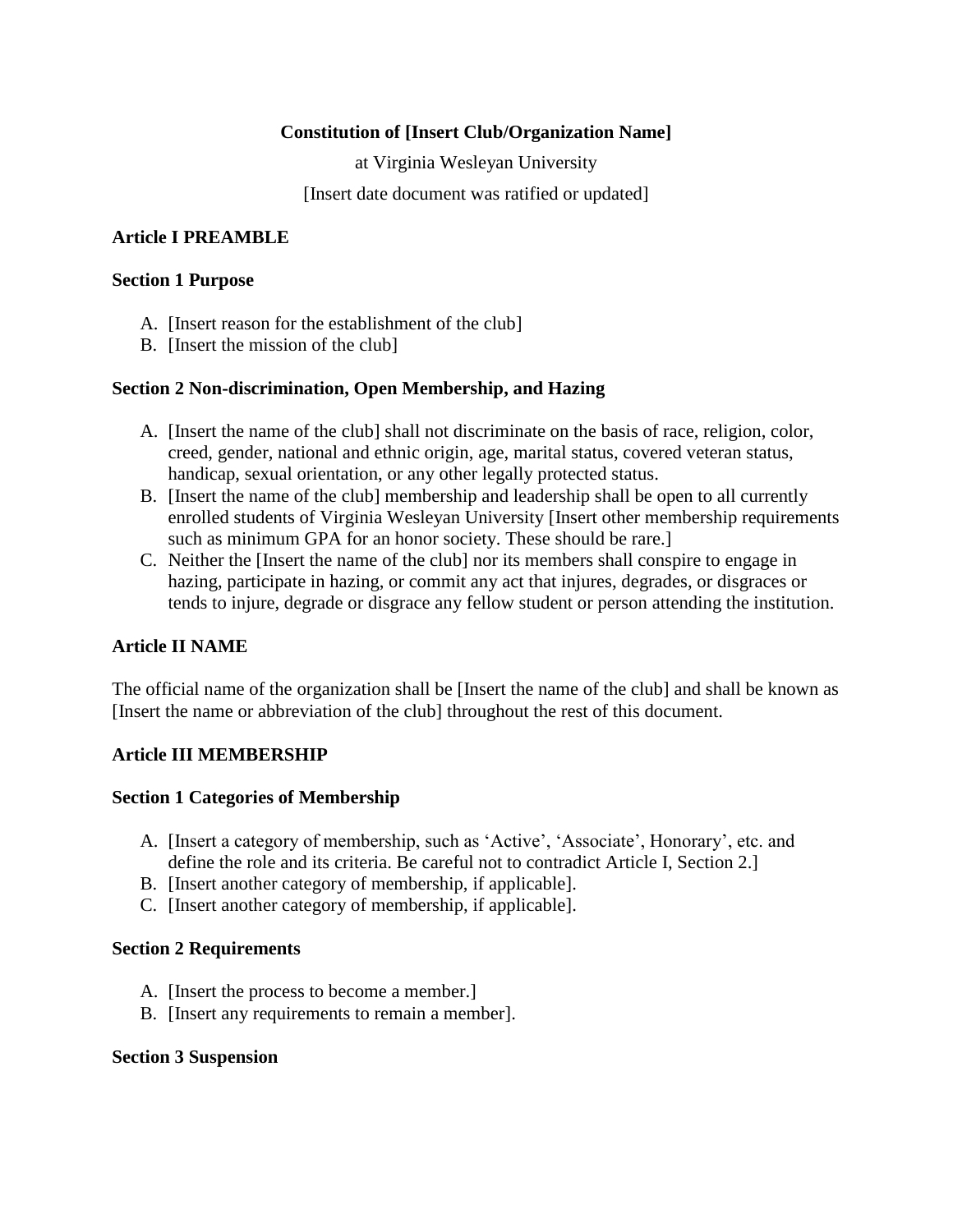**Constitution of [Insert Club/Organization Name]**

at Virginia Wesleyan University

[Insert date document was ratified or updated]

## Article I PREAMBLE

### Section 1 Purpose

A. [Insert reason for the establishment of the club]
B. [Insert the mission of the club]

### Section 2 Non-discrimination, Open Membership, and Hazing

A. [Insert the name of the club] shall not discriminate on the basis of race, religion, color, creed, gender, national and ethnic origin, age, marital status, covered veteran status, handicap, sexual orientation, or any other legally protected status.
B. [Insert the name of the club] membership and leadership shall be open to all currently enrolled students of Virginia Wesleyan University [Insert other membership requirements such as minimum GPA for an honor society. These should be rare.]
C. Neither the [Insert the name of the club] nor its members shall conspire to engage in hazing, participate in hazing, or commit any act that injures, degrades, or disgraces or tends to injure, degrade or disgrace any fellow student or person attending the institution.

## Article II NAME

The official name of the organization shall be [Insert the name of the club] and shall be known as [Insert the name or abbreviation of the club] throughout the rest of this document.

## Article III MEMBERSHIP

### Section 1 Categories of Membership

A. [Insert a category of membership, such as 'Active', 'Associate', Honorary', etc. and define the role and its criteria. Be careful not to contradict Article I, Section 2.]
B. [Insert another category of membership, if applicable].
C. [Insert another category of membership, if applicable].

### Section 2 Requirements

A. [Insert the process to become a member.]
B. [Insert any requirements to remain a member].

### Section 3 Suspension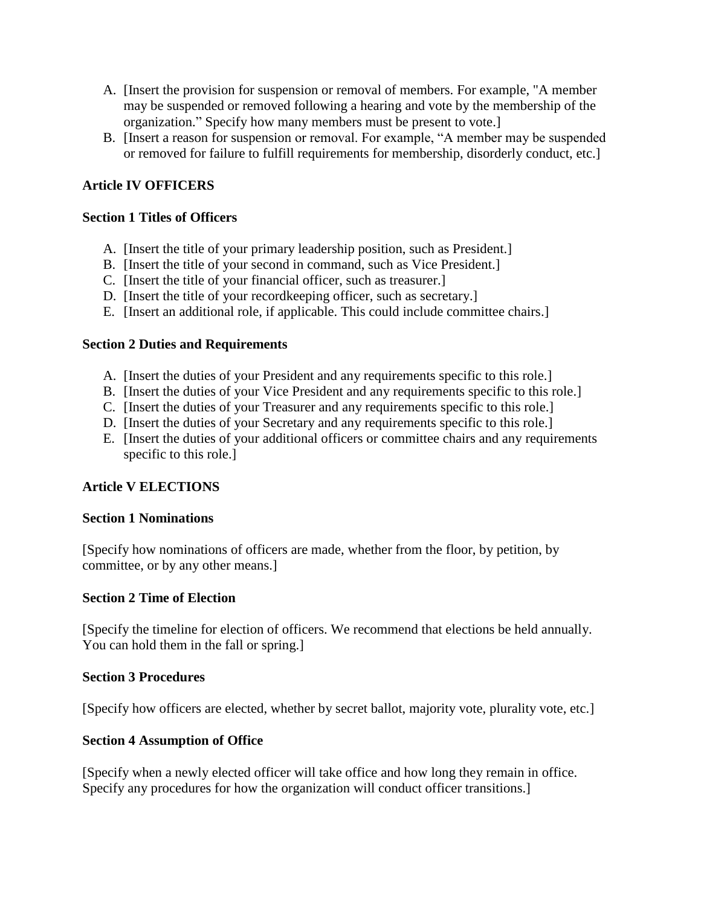A. [Insert the provision for suspension or removal of members. For example, "A member may be suspended or removed following a hearing and vote by the membership of the organization." Specify how many members must be present to vote.]
B. [Insert a reason for suspension or removal. For example, "A member may be suspended or removed for failure to fulfill requirements for membership, disorderly conduct, etc.]

**Article IV OFFICERS**

**Section 1 Titles of Officers**

A. [Insert the title of your primary leadership position, such as President.]
B. [Insert the title of your second in command, such as Vice President.]
C. [Insert the title of your financial officer, such as treasurer.]
D. [Insert the title of your recordkeeping officer, such as secretary.]
E. [Insert an additional role, if applicable. This could include committee chairs.]

**Section 2 Duties and Requirements**

A. [Insert the duties of your President and any requirements specific to this role.]
B. [Insert the duties of your Vice President and any requirements specific to this role.]
C. [Insert the duties of your Treasurer and any requirements specific to this role.]
D. [Insert the duties of your Secretary and any requirements specific to this role.]
E. [Insert the duties of your additional officers or committee chairs and any requirements specific to this role.]

**Article V ELECTIONS**

**Section 1 Nominations**

[Specify how nominations of officers are made, whether from the floor, by petition, by committee, or by any other means.]

**Section 2 Time of Election**

[Specify the timeline for election of officers. We recommend that elections be held annually. You can hold them in the fall or spring.]

**Section 3 Procedures**

[Specify how officers are elected, whether by secret ballot, majority vote, plurality vote, etc.]

**Section 4 Assumption of Office**

[Specify when a newly elected officer will take office and how long they remain in office. Specify any procedures for how the organization will conduct officer transitions.]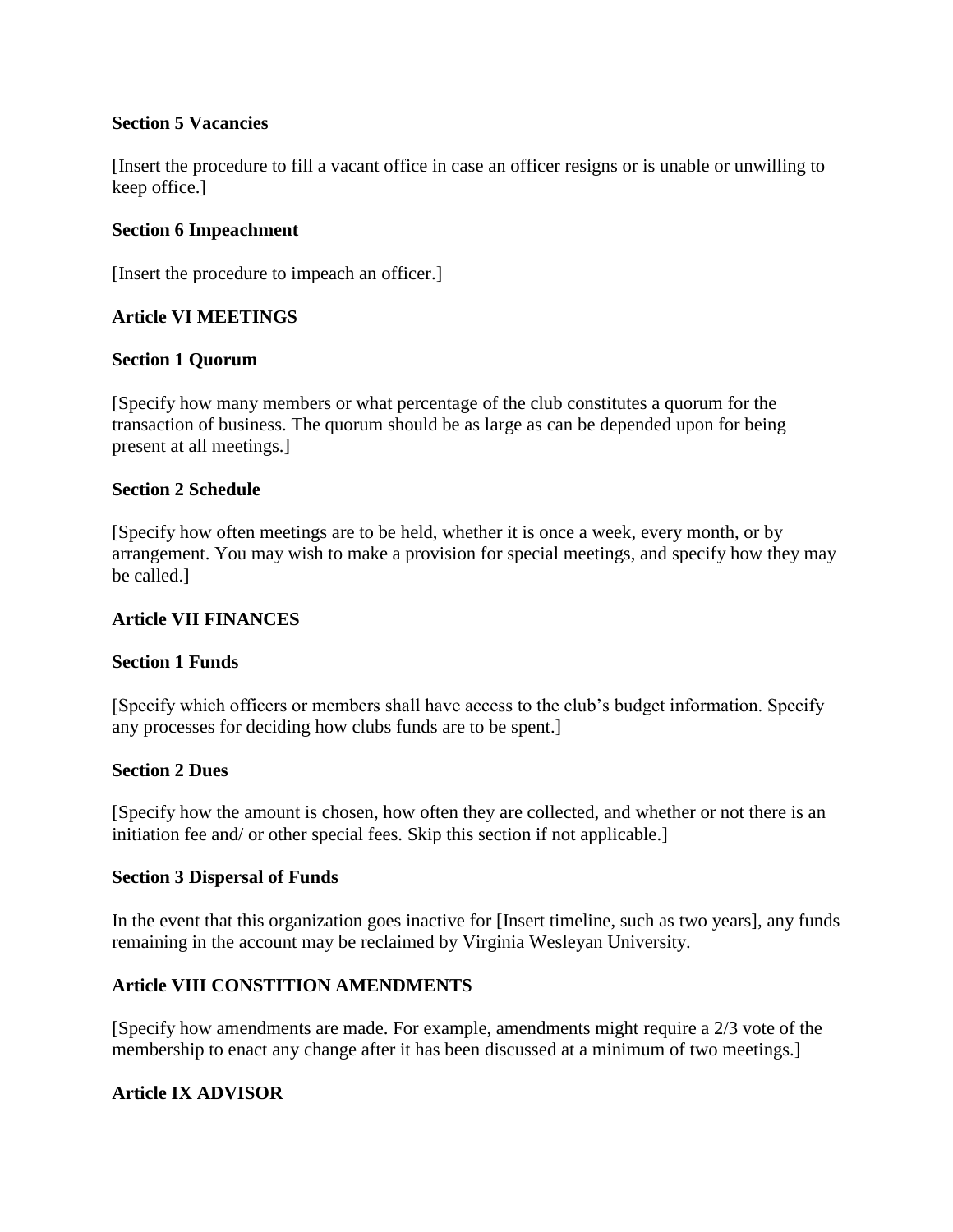**Section 5 Vacancies**

[Insert the procedure to fill a vacant office in case an officer resigns or is unable or unwilling to keep office.]

**Section 6 Impeachment**

[Insert the procedure to impeach an officer.]

## Article VI MEETINGS

**Section 1 Quorum**

[Specify how many members or what percentage of the club constitutes a quorum for the transaction of business. The quorum should be as large as can be depended upon for being present at all meetings.]

**Section 2 Schedule**

[Specify how often meetings are to be held, whether it is once a week, every month, or by arrangement. You may wish to make a provision for special meetings, and specify how they may be called.]

## Article VII FINANCES

**Section 1 Funds**

[Specify which officers or members shall have access to the club's budget information. Specify any processes for deciding how clubs funds are to be spent.]

**Section 2 Dues**

[Specify how the amount is chosen, how often they are collected, and whether or not there is an initiation fee and/ or other special fees. Skip this section if not applicable.]

**Section 3 Dispersal of Funds**

In the event that this organization goes inactive for [Insert timeline, such as two years], any funds remaining in the account may be reclaimed by Virginia Wesleyan University.

## Article VIII CONSTITION AMENDMENTS

[Specify how amendments are made. For example, amendments might require a 2/3 vote of the membership to enact any change after it has been discussed at a minimum of two meetings.]

## Article IX ADVISOR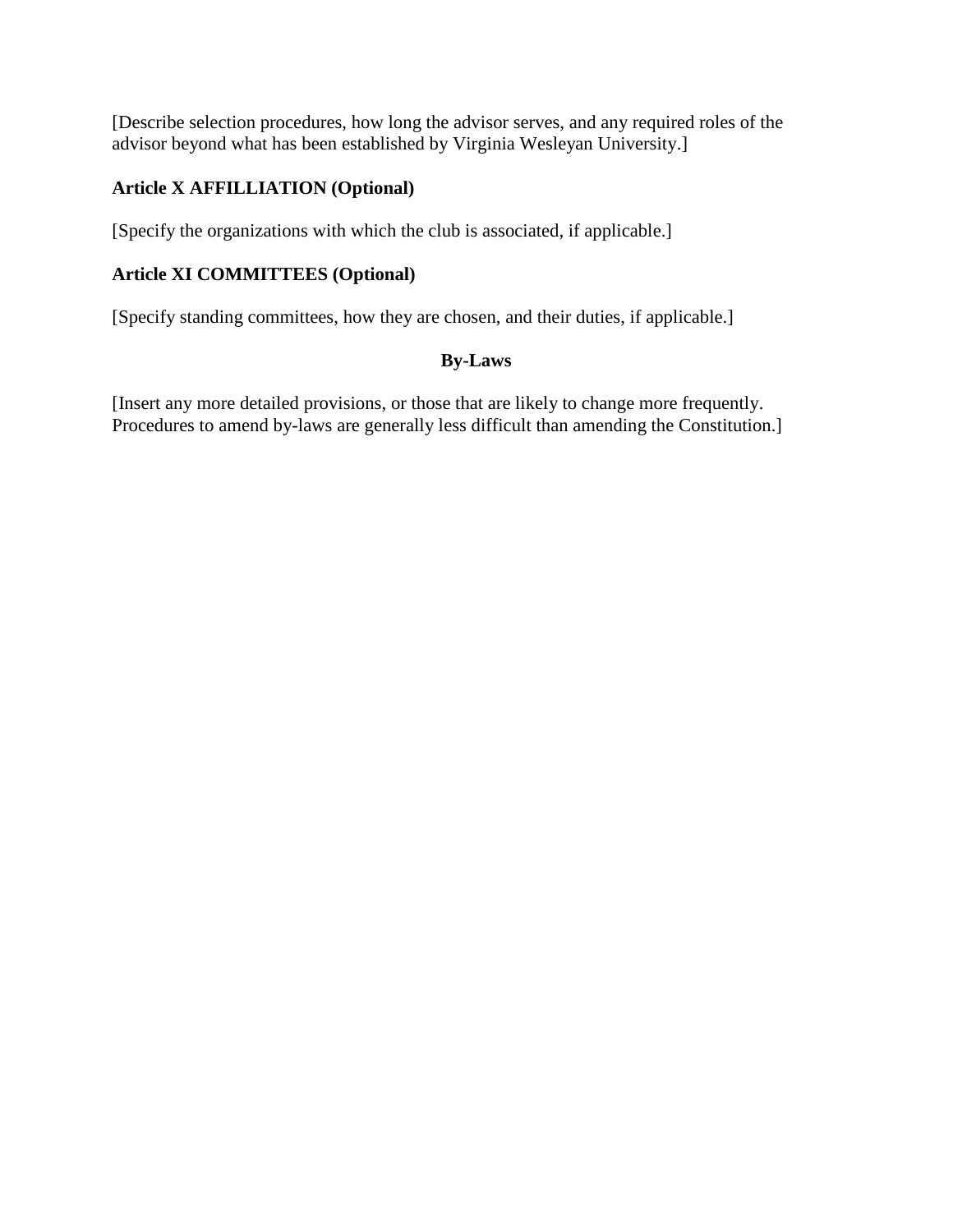[Describe selection procedures, how long the advisor serves, and any required roles of the advisor beyond what has been established by Virginia Wesleyan University.]

**Article X AFFILLIATION (Optional)**

[Specify the organizations with which the club is associated, if applicable.]

**Article XI COMMITTEES (Optional)**

[Specify standing committees, how they are chosen, and their duties, if applicable.]

## By-Laws

[Insert any more detailed provisions, or those that are likely to change more frequently. Procedures to amend by-laws are generally less difficult than amending the Constitution.]